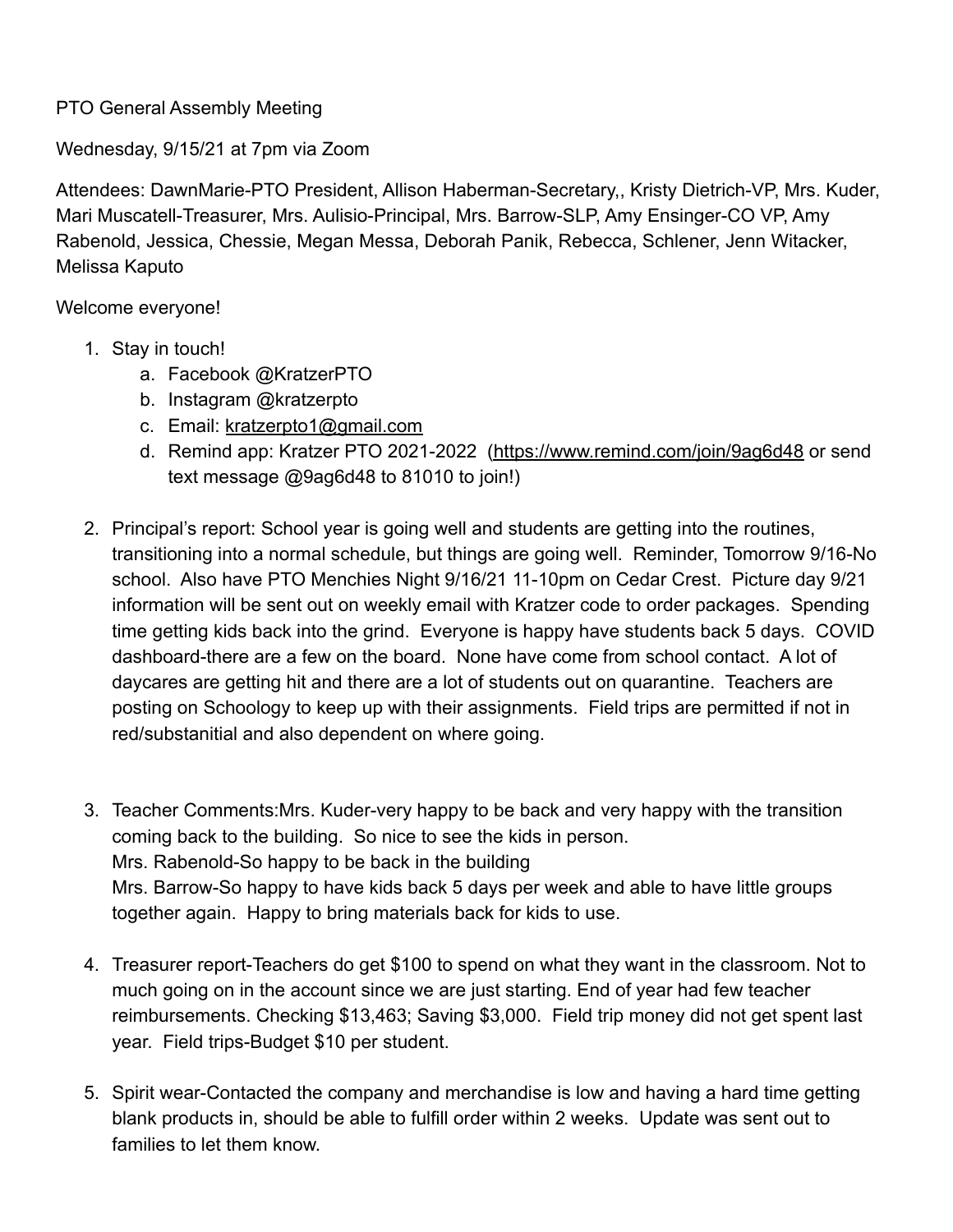PTO General Assembly Meeting

Wednesday, 9/15/21 at 7pm via Zoom

Attendees: DawnMarie-PTO President, Allison Haberman-Secretary,, Kristy Dietrich-VP, Mrs. Kuder, Mari Muscatell-Treasurer, Mrs. Aulisio-Principal, Mrs. Barrow-SLP, Amy Ensinger-CO VP, Amy Rabenold, Jessica, Chessie, Megan Messa, Deborah Panik, Rebecca, Schlener, Jenn Witacker, Melissa Kaputo

Welcome everyone!

1. Stay in touch!
   a. Facebook @KratzerPTO
   b. Instagram @kratzerpto
   c. Email: kratzerpto1@gmail.com
   d. Remind app: Kratzer PTO 2021-2022 (https://www.remind.com/join/9ag6d48 or send text message @9ag6d48 to 81010 to join!)

2. Principal's report: School year is going well and students are getting into the routines, transitioning into a normal schedule, but things are going well. Reminder, Tomorrow 9/16-No school. Also have PTO Menchies Night 9/16/21 11-10pm on Cedar Crest. Picture day 9/21 information will be sent out on weekly email with Kratzer code to order packages. Spending time getting kids back into the grind. Everyone is happy have students back 5 days. COVID dashboard-there are a few on the board. None have come from school contact. A lot of daycares are getting hit and there are a lot of students out on quarantine. Teachers are posting on Schoology to keep up with their assignments. Field trips are permitted if not in red/substanitial and also dependent on where going.

3. Teacher Comments:Mrs. Kuder-very happy to be back and very happy with the transition coming back to the building. So nice to see the kids in person.
   Mrs. Rabenold-So happy to be back in the building
   Mrs. Barrow-So happy to have kids back 5 days per week and able to have little groups together again. Happy to bring materials back for kids to use.

4. Treasurer report-Teachers do get $100 to spend on what they want in the classroom. Not to much going on in the account since we are just starting. End of year had few teacher reimbursements. Checking $13,463; Saving $3,000. Field trip money did not get spent last year. Field trips-Budget $10 per student.

5. Spirit wear-Contacted the company and merchandise is low and having a hard time getting blank products in, should be able to fulfill order within 2 weeks. Update was sent out to families to let them know.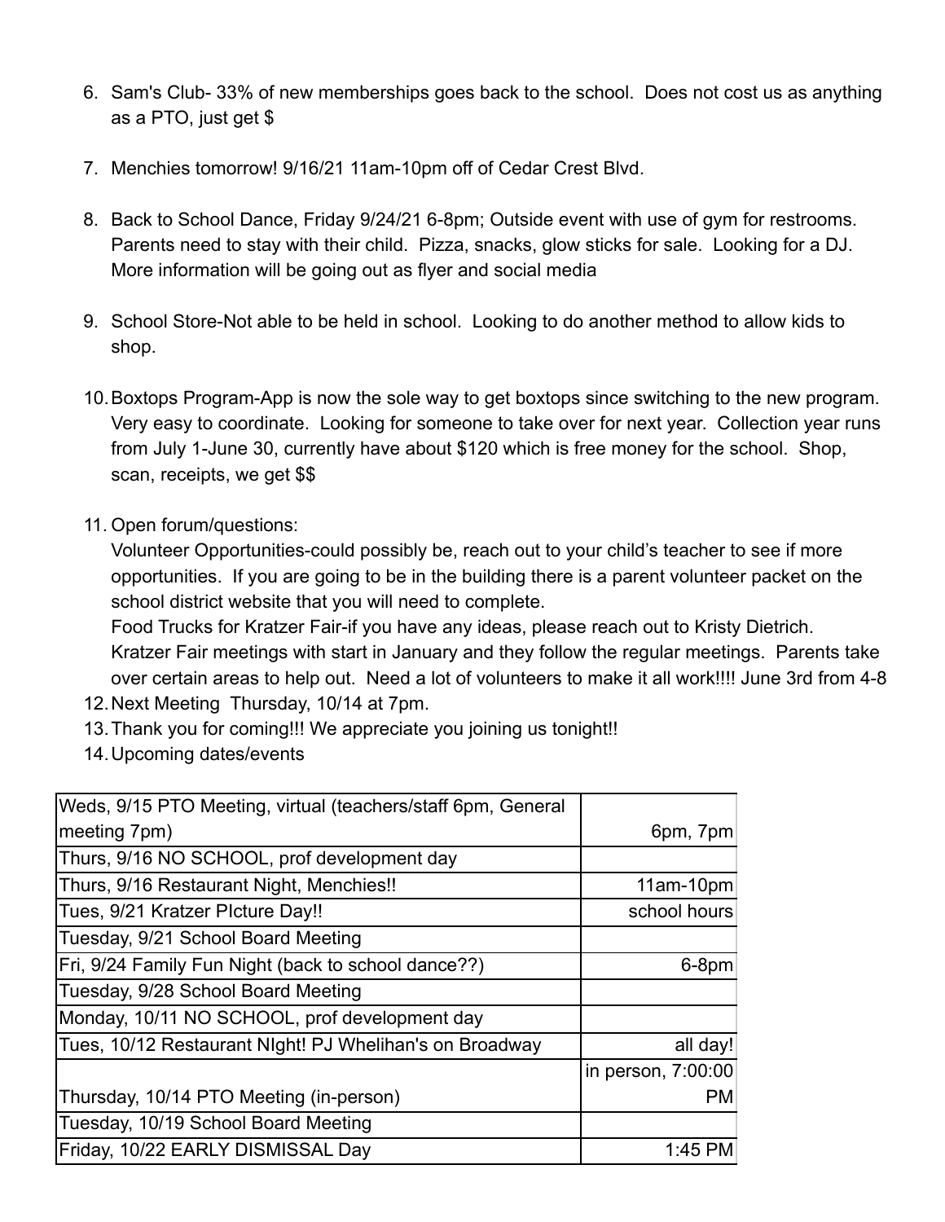6. Sam's Club- 33% of new memberships goes back to the school. Does not cost us as anything as a PTO, just get $

7. Menchies tomorrow! 9/16/21 11am-10pm off of Cedar Crest Blvd.

8. Back to School Dance, Friday 9/24/21 6-8pm; Outside event with use of gym for restrooms. Parents need to stay with their child. Pizza, snacks, glow sticks for sale. Looking for a DJ. More information will be going out as flyer and social media

9. School Store-Not able to be held in school. Looking to do another method to allow kids to shop.

10. Boxtops Program-App is now the sole way to get boxtops since switching to the new program. Very easy to coordinate. Looking for someone to take over for next year. Collection year runs from July 1-June 30, currently have about $120 which is free money for the school. Shop, scan, receipts, we get $$

11. Open forum/questions:
    Volunteer Opportunities-could possibly be, reach out to your child's teacher to see if more opportunities. If you are going to be in the building there is a parent volunteer packet on the school district website that you will need to complete.
    Food Trucks for Kratzer Fair-if you have any ideas, please reach out to Kristy Dietrich.
    Kratzer Fair meetings with start in January and they follow the regular meetings. Parents take over certain areas to help out. Need a lot of volunteers to make it all work!!!! June 3rd from 4-8
12. Next Meeting Thursday, 10/14 at 7pm.
13. Thank you for coming!!! We appreciate you joining us tonight!!
14. Upcoming dates/events

| | |
|---|---|
| Weds, 9/15 PTO Meeting, virtual (teachers/staff 6pm, General meeting 7pm) | 6pm, 7pm |
| Thurs, 9/16 NO SCHOOL, prof development day | |
| Thurs, 9/16 Restaurant Night, Menchies!! | 11am-10pm |
| Tues, 9/21 Kratzer PIcture Day!! | school hours |
| Tuesday, 9/21 School Board Meeting | |
| Fri, 9/24 Family Fun Night (back to school dance??) | 6-8pm |
| Tuesday, 9/28 School Board Meeting | |
| Monday, 10/11 NO SCHOOL, prof development day | |
| Tues, 10/12 Restaurant NIght! PJ Whelihan's on Broadway | all day! |
| Thursday, 10/14 PTO Meeting (in-person) | in person, 7:00:00 PM |
| Tuesday, 10/19 School Board Meeting | |
| Friday, 10/22 EARLY DISMISSAL Day | 1:45 PM |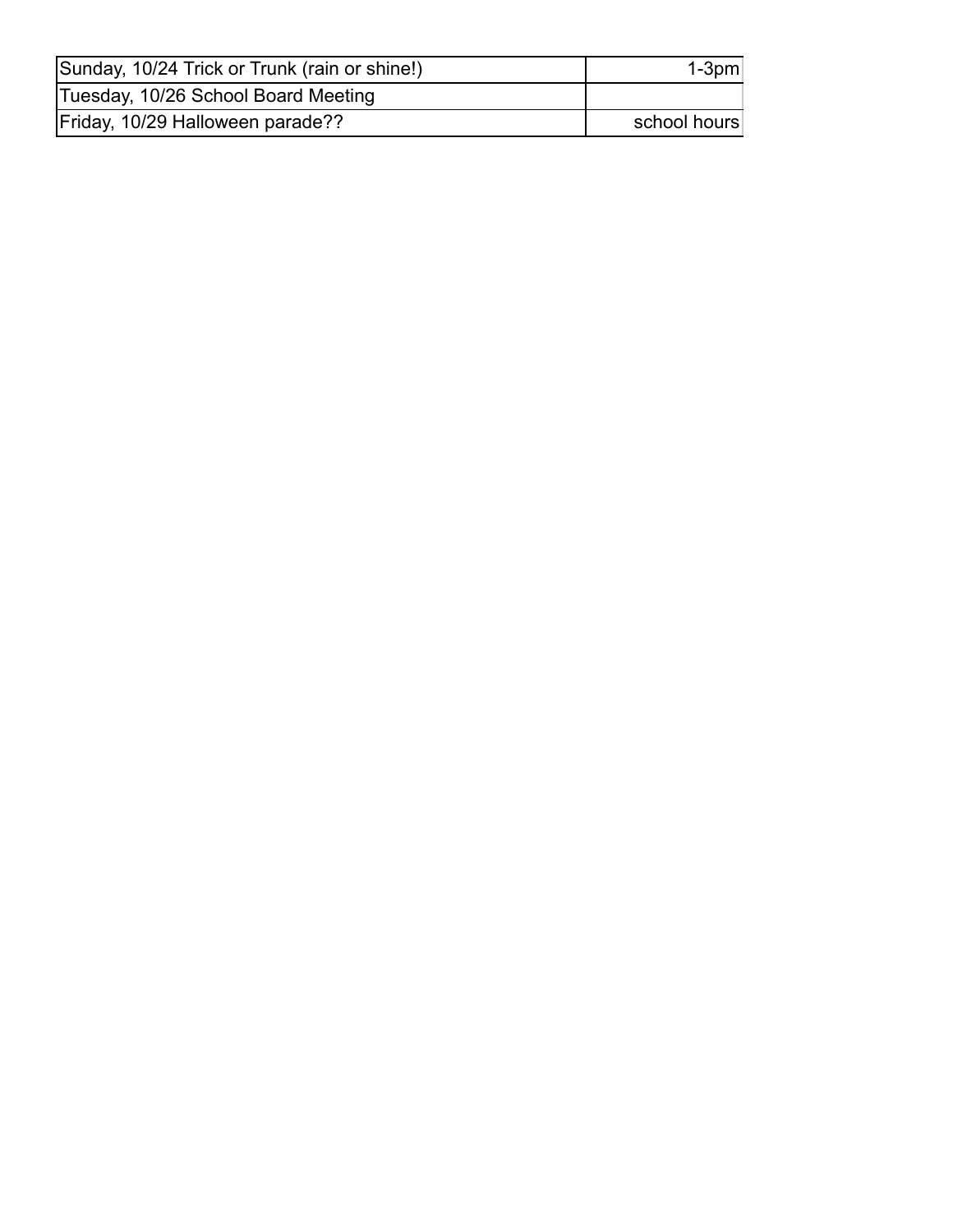| | |
|---|---|
| Sunday, 10/24 Trick or Trunk (rain or shine!) | 1-3pm |
| Tuesday, 10/26 School Board Meeting | |
| Friday, 10/29 Halloween parade?? | school hours |